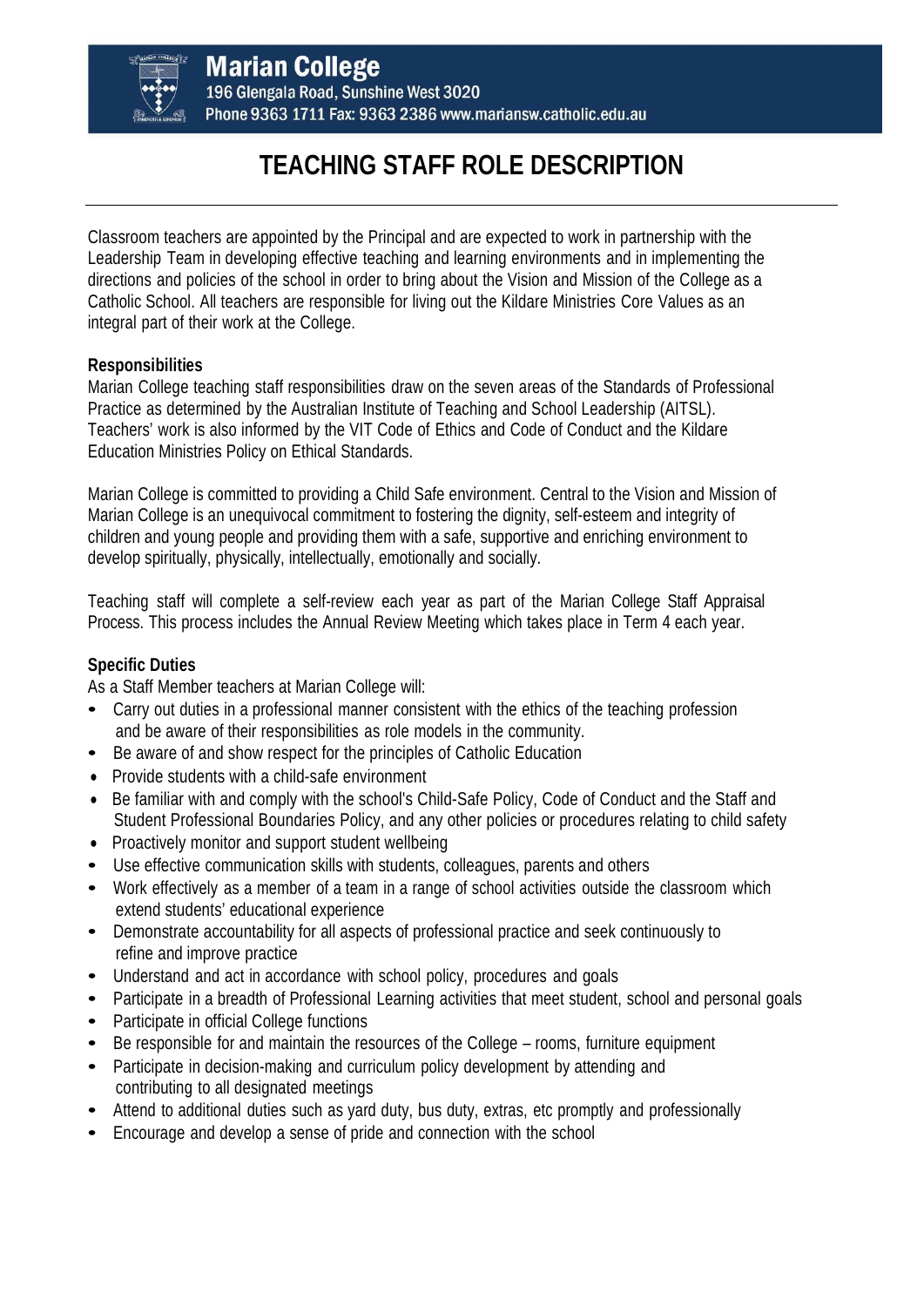**Marian College**
196 Glengala Road, Sunshine West 3020
Phone 9363 1711 Fax: 9363 2386 www.mariansw.catholic.edu.au

# TEACHING STAFF ROLE DESCRIPTION

Classroom teachers are appointed by the Principal and are expected to work in partnership with the Leadership Team in developing effective teaching and learning environments and in implementing the directions and policies of the school in order to bring about the Vision and Mission of the College as a Catholic School. All teachers are responsible for living out the Kildare Ministries Core Values as an integral part of their work at the College.

**Responsibilities**

Marian College teaching staff responsibilities draw on the seven areas of the Standards of Professional Practice as determined by the Australian Institute of Teaching and School Leadership (AITSL). Teachers' work is also informed by the VIT Code of Ethics and Code of Conduct and the Kildare Education Ministries Policy on Ethical Standards.

Marian College is committed to providing a Child Safe environment. Central to the Vision and Mission of Marian College is an unequivocal commitment to fostering the dignity, self-esteem and integrity of children and young people and providing them with a safe, supportive and enriching environment to develop spiritually, physically, intellectually, emotionally and socially.

Teaching staff will complete a self-review each year as part of the Marian College Staff Appraisal Process. This process includes the Annual Review Meeting which takes place in Term 4 each year.

**Specific Duties**

As a Staff Member teachers at Marian College will:

- Carry out duties in a professional manner consistent with the ethics of the teaching profession and be aware of their responsibilities as role models in the community.
- Be aware of and show respect for the principles of Catholic Education
- Provide students with a child-safe environment
- Be familiar with and comply with the school's Child-Safe Policy, Code of Conduct and the Staff and Student Professional Boundaries Policy, and any other policies or procedures relating to child safety
- Proactively monitor and support student wellbeing
- Use effective communication skills with students, colleagues, parents and others
- Work effectively as a member of a team in a range of school activities outside the classroom which extend students' educational experience
- Demonstrate accountability for all aspects of professional practice and seek continuously to refine and improve practice
- Understand and act in accordance with school policy, procedures and goals
- Participate in a breadth of Professional Learning activities that meet student, school and personal goals
- Participate in official College functions
- Be responsible for and maintain the resources of the College – rooms, furniture equipment
- Participate in decision-making and curriculum policy development by attending and contributing to all designated meetings
- Attend to additional duties such as yard duty, bus duty, extras, etc promptly and professionally
- Encourage and develop a sense of pride and connection with the school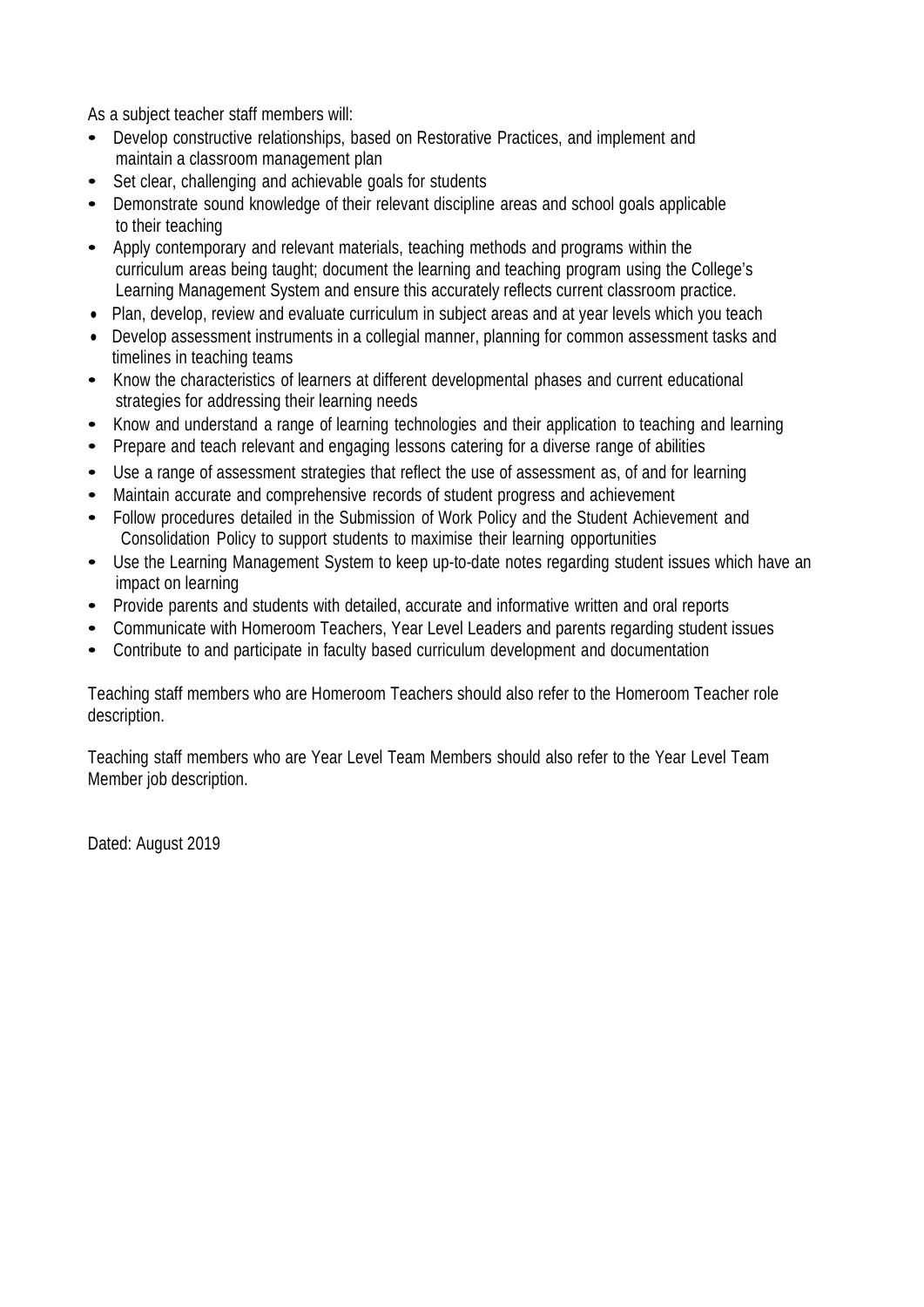As a subject teacher staff members will:

- Develop constructive relationships, based on Restorative Practices, and implement and maintain a classroom management plan
- Set clear, challenging and achievable goals for students
- Demonstrate sound knowledge of their relevant discipline areas and school goals applicable to their teaching
- Apply contemporary and relevant materials, teaching methods and programs within the curriculum areas being taught; document the learning and teaching program using the College's Learning Management System and ensure this accurately reflects current classroom practice.
- Plan, develop, review and evaluate curriculum in subject areas and at year levels which you teach
- Develop assessment instruments in a collegial manner, planning for common assessment tasks and timelines in teaching teams
- Know the characteristics of learners at different developmental phases and current educational strategies for addressing their learning needs
- Know and understand a range of learning technologies and their application to teaching and learning
- Prepare and teach relevant and engaging lessons catering for a diverse range of abilities
- Use a range of assessment strategies that reflect the use of assessment as, of and for learning
- Maintain accurate and comprehensive records of student progress and achievement
- Follow procedures detailed in the Submission of Work Policy and the Student Achievement and Consolidation Policy to support students to maximise their learning opportunities
- Use the Learning Management System to keep up-to-date notes regarding student issues which have an impact on learning
- Provide parents and students with detailed, accurate and informative written and oral reports
- Communicate with Homeroom Teachers, Year Level Leaders and parents regarding student issues
- Contribute to and participate in faculty based curriculum development and documentation

Teaching staff members who are Homeroom Teachers should also refer to the Homeroom Teacher role description.

Teaching staff members who are Year Level Team Members should also refer to the Year Level Team Member job description.

Dated: August 2019